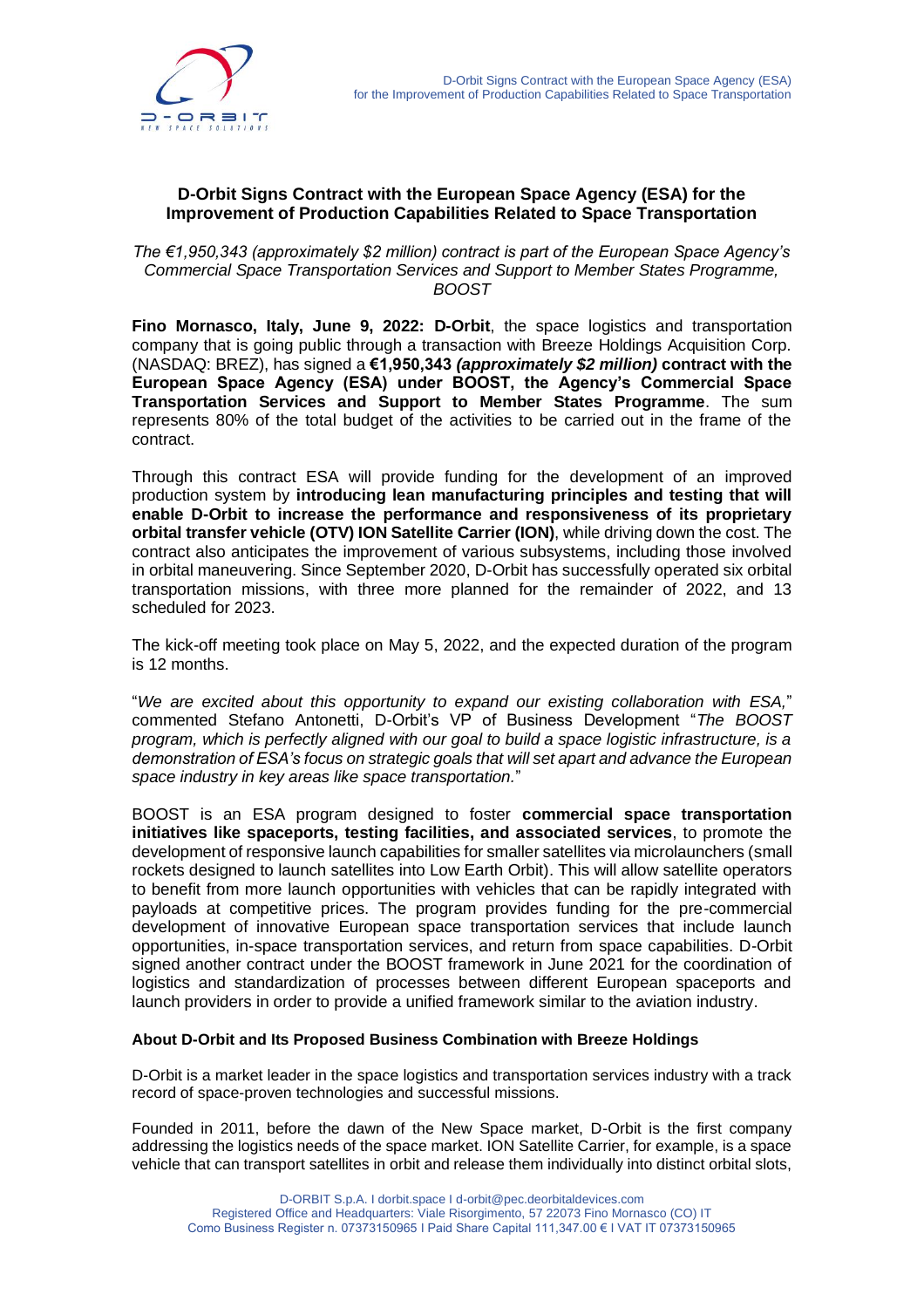# D-Orbit Signs Contract with the European Space Agency (ESA) for the Improvement of Production Capabilities Related to Space Transportation

*The €1,950,343 (approximately $2 million) contract is part of the European Space Agency's Commercial Space Transportation Services and Support to Member States Programme, BOOST*

**Fino Mornasco, Italy, June 9, 2022: D-Orbit**, the space logistics and transportation company that is going public through a transaction with Breeze Holdings Acquisition Corp. (NASDAQ: BREZ), has signed a **€1,950,343** ***(approximately $2 million)*** **contract with the European Space Agency (ESA) under BOOST, the Agency's Commercial Space Transportation Services and Support to Member States Programme**. The sum represents 80% of the total budget of the activities to be carried out in the frame of the contract.

Through this contract ESA will provide funding for the development of an improved production system by **introducing lean manufacturing principles and testing that will enable D-Orbit to increase the performance and responsiveness of its proprietary orbital transfer vehicle (OTV) ION Satellite Carrier (ION)**, while driving down the cost. The contract also anticipates the improvement of various subsystems, including those involved in orbital maneuvering. Since September 2020, D-Orbit has successfully operated six orbital transportation missions, with three more planned for the remainder of 2022, and 13 scheduled for 2023.

The kick-off meeting took place on May 5, 2022, and the expected duration of the program is 12 months.

"*We are excited about this opportunity to expand our existing collaboration with ESA,*" commented Stefano Antonetti, D-Orbit's VP of Business Development "*The BOOST program, which is perfectly aligned with our goal to build a space logistic infrastructure, is a demonstration of ESA's focus on strategic goals that will set apart and advance the European space industry in key areas like space transportation.*"

BOOST is an ESA program designed to foster **commercial space transportation initiatives like spaceports, testing facilities, and associated services**, to promote the development of responsive launch capabilities for smaller satellites via microlaunchers (small rockets designed to launch satellites into Low Earth Orbit). This will allow satellite operators to benefit from more launch opportunities with vehicles that can be rapidly integrated with payloads at competitive prices. The program provides funding for the pre-commercial development of innovative European space transportation services that include launch opportunities, in-space transportation services, and return from space capabilities. D-Orbit signed another contract under the BOOST framework in June 2021 for the coordination of logistics and standardization of processes between different European spaceports and launch providers in order to provide a unified framework similar to the aviation industry.

### About D-Orbit and Its Proposed Business Combination with Breeze Holdings

D-Orbit is a market leader in the space logistics and transportation services industry with a track record of space-proven technologies and successful missions.

Founded in 2011, before the dawn of the New Space market, D-Orbit is the first company addressing the logistics needs of the space market. ION Satellite Carrier, for example, is a space vehicle that can transport satellites in orbit and release them individually into distinct orbital slots,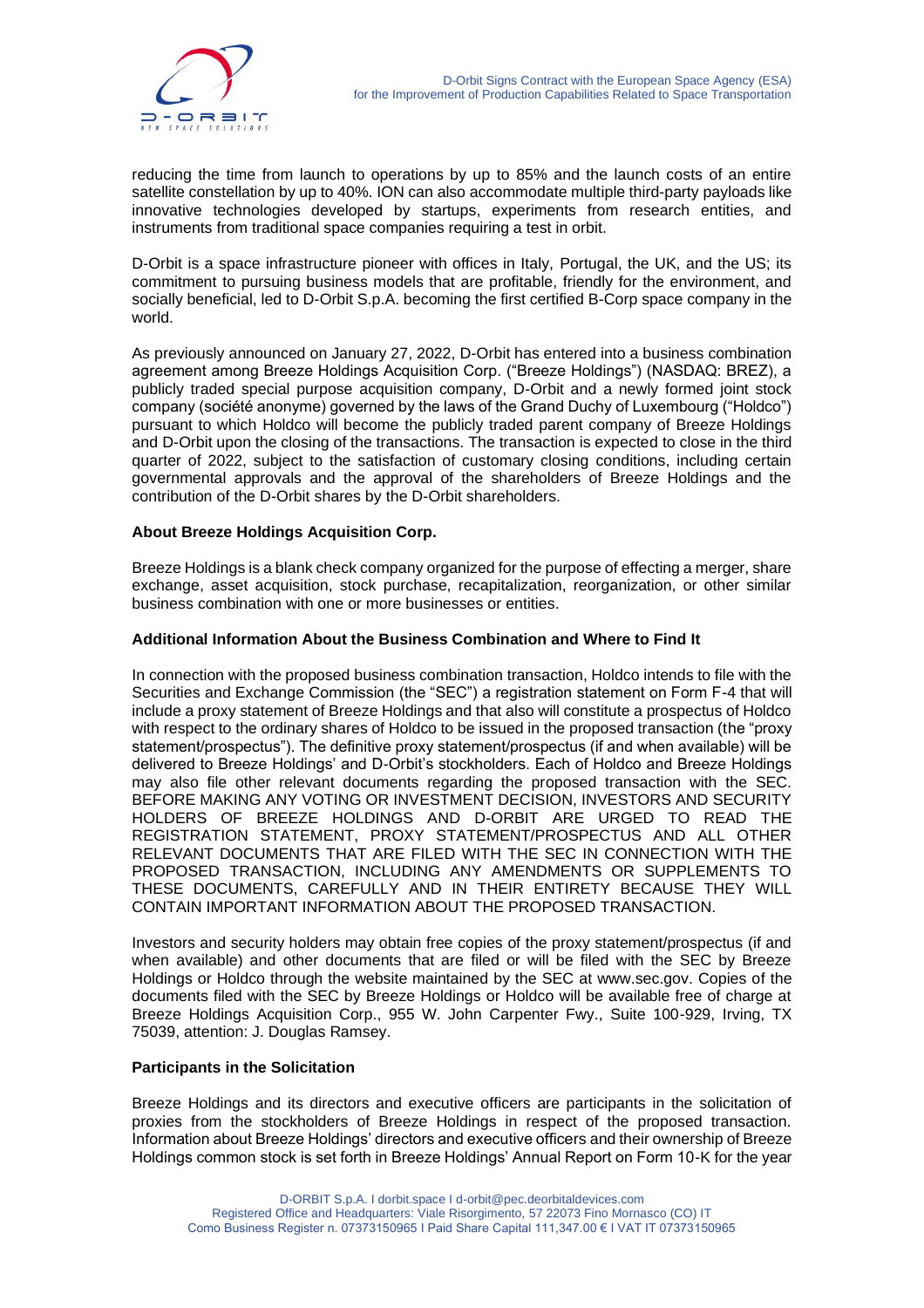reducing the time from launch to operations by up to 85% and the launch costs of an entire satellite constellation by up to 40%. ION can also accommodate multiple third-party payloads like innovative technologies developed by startups, experiments from research entities, and instruments from traditional space companies requiring a test in orbit.

D-Orbit is a space infrastructure pioneer with offices in Italy, Portugal, the UK, and the US; its commitment to pursuing business models that are profitable, friendly for the environment, and socially beneficial, led to D-Orbit S.p.A. becoming the first certified B-Corp space company in the world.

As previously announced on January 27, 2022, D-Orbit has entered into a business combination agreement among Breeze Holdings Acquisition Corp. ("Breeze Holdings") (NASDAQ: BREZ), a publicly traded special purpose acquisition company, D-Orbit and a newly formed joint stock company (société anonyme) governed by the laws of the Grand Duchy of Luxembourg ("Holdco") pursuant to which Holdco will become the publicly traded parent company of Breeze Holdings and D-Orbit upon the closing of the transactions. The transaction is expected to close in the third quarter of 2022, subject to the satisfaction of customary closing conditions, including certain governmental approvals and the approval of the shareholders of Breeze Holdings and the contribution of the D-Orbit shares by the D-Orbit shareholders.

**About Breeze Holdings Acquisition Corp.**

Breeze Holdings is a blank check company organized for the purpose of effecting a merger, share exchange, asset acquisition, stock purchase, recapitalization, reorganization, or other similar business combination with one or more businesses or entities.

**Additional Information About the Business Combination and Where to Find It**

In connection with the proposed business combination transaction, Holdco intends to file with the Securities and Exchange Commission (the "SEC") a registration statement on Form F-4 that will include a proxy statement of Breeze Holdings and that also will constitute a prospectus of Holdco with respect to the ordinary shares of Holdco to be issued in the proposed transaction (the "proxy statement/prospectus"). The definitive proxy statement/prospectus (if and when available) will be delivered to Breeze Holdings' and D-Orbit's stockholders. Each of Holdco and Breeze Holdings may also file other relevant documents regarding the proposed transaction with the SEC. BEFORE MAKING ANY VOTING OR INVESTMENT DECISION, INVESTORS AND SECURITY HOLDERS OF BREEZE HOLDINGS AND D-ORBIT ARE URGED TO READ THE REGISTRATION STATEMENT, PROXY STATEMENT/PROSPECTUS AND ALL OTHER RELEVANT DOCUMENTS THAT ARE FILED WITH THE SEC IN CONNECTION WITH THE PROPOSED TRANSACTION, INCLUDING ANY AMENDMENTS OR SUPPLEMENTS TO THESE DOCUMENTS, CAREFULLY AND IN THEIR ENTIRETY BECAUSE THEY WILL CONTAIN IMPORTANT INFORMATION ABOUT THE PROPOSED TRANSACTION.

Investors and security holders may obtain free copies of the proxy statement/prospectus (if and when available) and other documents that are filed or will be filed with the SEC by Breeze Holdings or Holdco through the website maintained by the SEC at www.sec.gov. Copies of the documents filed with the SEC by Breeze Holdings or Holdco will be available free of charge at Breeze Holdings Acquisition Corp., 955 W. John Carpenter Fwy., Suite 100-929, Irving, TX 75039, attention: J. Douglas Ramsey.

**Participants in the Solicitation**

Breeze Holdings and its directors and executive officers are participants in the solicitation of proxies from the stockholders of Breeze Holdings in respect of the proposed transaction. Information about Breeze Holdings' directors and executive officers and their ownership of Breeze Holdings common stock is set forth in Breeze Holdings' Annual Report on Form 10-K for the year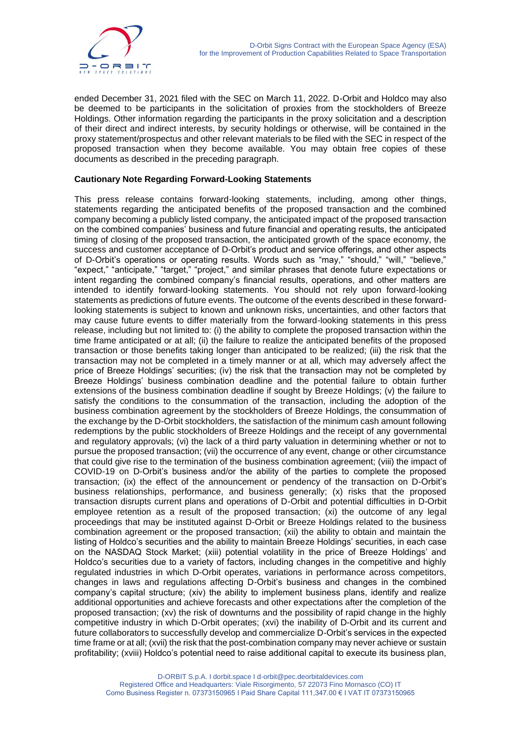ended December 31, 2021 filed with the SEC on March 11, 2022. D-Orbit and Holdco may also be deemed to be participants in the solicitation of proxies from the stockholders of Breeze Holdings. Other information regarding the participants in the proxy solicitation and a description of their direct and indirect interests, by security holdings or otherwise, will be contained in the proxy statement/prospectus and other relevant materials to be filed with the SEC in respect of the proposed transaction when they become available. You may obtain free copies of these documents as described in the preceding paragraph.

**Cautionary Note Regarding Forward-Looking Statements**

This press release contains forward-looking statements, including, among other things, statements regarding the anticipated benefits of the proposed transaction and the combined company becoming a publicly listed company, the anticipated impact of the proposed transaction on the combined companies' business and future financial and operating results, the anticipated timing of closing of the proposed transaction, the anticipated growth of the space economy, the success and customer acceptance of D-Orbit's product and service offerings, and other aspects of D-Orbit's operations or operating results. Words such as "may," "should," "will," "believe," "expect," "anticipate," "target," "project," and similar phrases that denote future expectations or intent regarding the combined company's financial results, operations, and other matters are intended to identify forward-looking statements. You should not rely upon forward-looking statements as predictions of future events. The outcome of the events described in these forward-looking statements is subject to known and unknown risks, uncertainties, and other factors that may cause future events to differ materially from the forward-looking statements in this press release, including but not limited to: (i) the ability to complete the proposed transaction within the time frame anticipated or at all; (ii) the failure to realize the anticipated benefits of the proposed transaction or those benefits taking longer than anticipated to be realized; (iii) the risk that the transaction may not be completed in a timely manner or at all, which may adversely affect the price of Breeze Holdings' securities; (iv) the risk that the transaction may not be completed by Breeze Holdings' business combination deadline and the potential failure to obtain further extensions of the business combination deadline if sought by Breeze Holdings; (v) the failure to satisfy the conditions to the consummation of the transaction, including the adoption of the business combination agreement by the stockholders of Breeze Holdings, the consummation of the exchange by the D-Orbit stockholders, the satisfaction of the minimum cash amount following redemptions by the public stockholders of Breeze Holdings and the receipt of any governmental and regulatory approvals; (vi) the lack of a third party valuation in determining whether or not to pursue the proposed transaction; (vii) the occurrence of any event, change or other circumstance that could give rise to the termination of the business combination agreement; (viii) the impact of COVID-19 on D-Orbit's business and/or the ability of the parties to complete the proposed transaction; (ix) the effect of the announcement or pendency of the transaction on D-Orbit's business relationships, performance, and business generally; (x) risks that the proposed transaction disrupts current plans and operations of D-Orbit and potential difficulties in D-Orbit employee retention as a result of the proposed transaction; (xi) the outcome of any legal proceedings that may be instituted against D-Orbit or Breeze Holdings related to the business combination agreement or the proposed transaction; (xii) the ability to obtain and maintain the listing of Holdco's securities and the ability to maintain Breeze Holdings' securities, in each case on the NASDAQ Stock Market; (xiii) potential volatility in the price of Breeze Holdings' and Holdco's securities due to a variety of factors, including changes in the competitive and highly regulated industries in which D-Orbit operates, variations in performance across competitors, changes in laws and regulations affecting D-Orbit's business and changes in the combined company's capital structure; (xiv) the ability to implement business plans, identify and realize additional opportunities and achieve forecasts and other expectations after the completion of the proposed transaction; (xv) the risk of downturns and the possibility of rapid change in the highly competitive industry in which D-Orbit operates; (xvi) the inability of D-Orbit and its current and future collaborators to successfully develop and commercialize D-Orbit's services in the expected time frame or at all; (xvii) the risk that the post-combination company may never achieve or sustain profitability; (xviii) Holdco's potential need to raise additional capital to execute its business plan,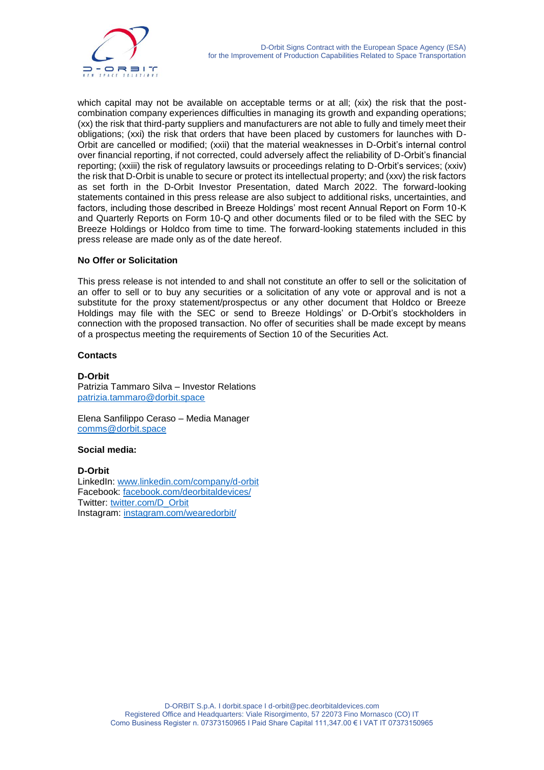which capital may not be available on acceptable terms or at all; (xix) the risk that the post-combination company experiences difficulties in managing its growth and expanding operations; (xx) the risk that third-party suppliers and manufacturers are not able to fully and timely meet their obligations; (xxi) the risk that orders that have been placed by customers for launches with D-Orbit are cancelled or modified; (xxii) that the material weaknesses in D-Orbit's internal control over financial reporting, if not corrected, could adversely affect the reliability of D-Orbit's financial reporting; (xxiii) the risk of regulatory lawsuits or proceedings relating to D-Orbit's services; (xxiv) the risk that D-Orbit is unable to secure or protect its intellectual property; and (xxv) the risk factors as set forth in the D-Orbit Investor Presentation, dated March 2022. The forward-looking statements contained in this press release are also subject to additional risks, uncertainties, and factors, including those described in Breeze Holdings' most recent Annual Report on Form 10-K and Quarterly Reports on Form 10-Q and other documents filed or to be filed with the SEC by Breeze Holdings or Holdco from time to time. The forward-looking statements included in this press release are made only as of the date hereof.

**No Offer or Solicitation**

This press release is not intended to and shall not constitute an offer to sell or the solicitation of an offer to sell or to buy any securities or a solicitation of any vote or approval and is not a substitute for the proxy statement/prospectus or any other document that Holdco or Breeze Holdings may file with the SEC or send to Breeze Holdings' or D-Orbit's stockholders in connection with the proposed transaction. No offer of securities shall be made except by means of a prospectus meeting the requirements of Section 10 of the Securities Act.

**Contacts**

**D-Orbit**
Patrizia Tammaro Silva – Investor Relations
patrizia.tammaro@dorbit.space

Elena Sanfilippo Ceraso – Media Manager
comms@dorbit.space

**Social media:**

**D-Orbit**
LinkedIn: www.linkedin.com/company/d-orbit
Facebook: facebook.com/deorbitaldevices/
Twitter: twitter.com/D_Orbit
Instagram: instagram.com/wearedorbit/